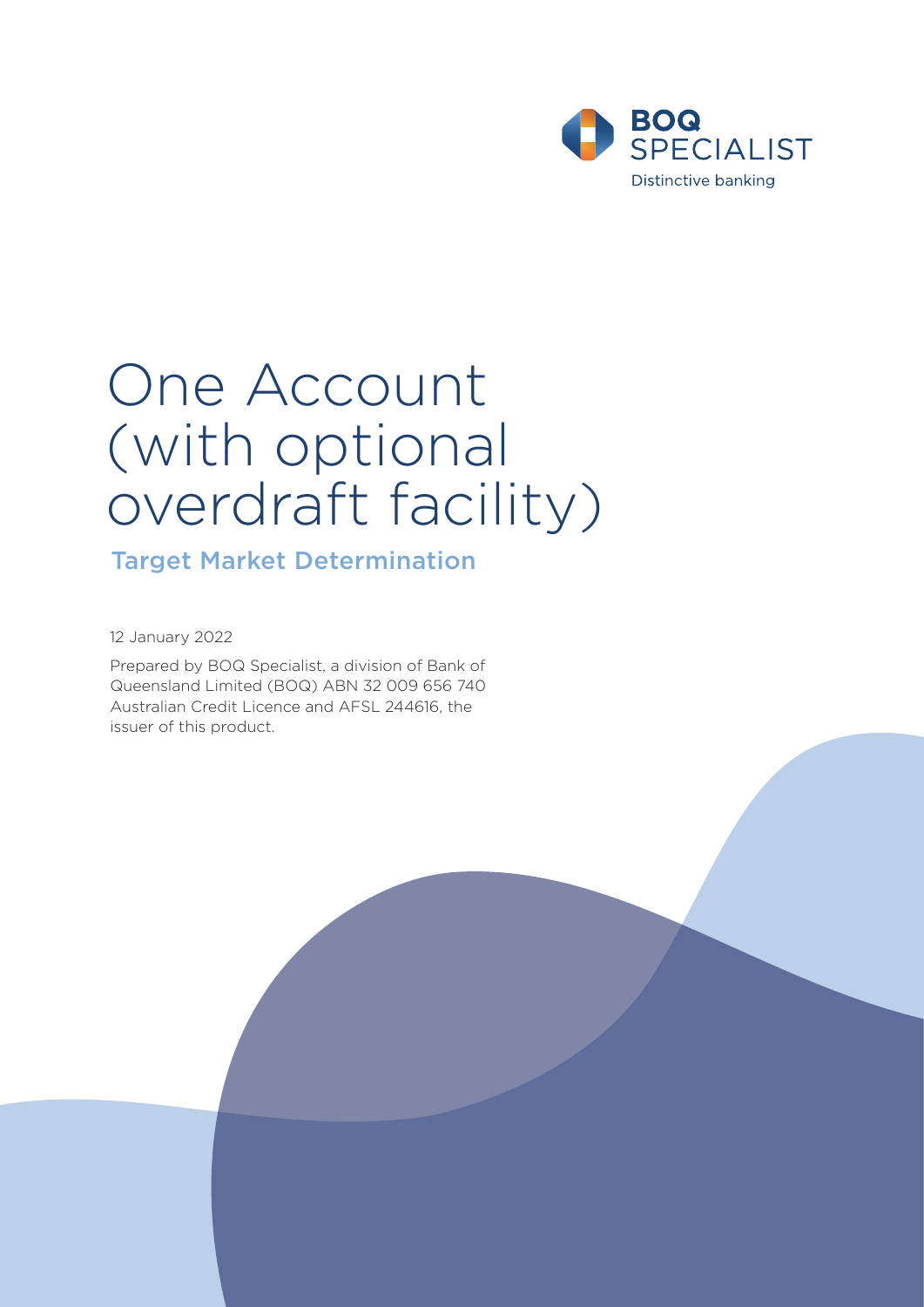BOQ SPECIALIST

Distinctive banking

# One Account (with optional overdraft facility)

## Target Market Determination

12 January 2022

Prepared by BOQ Specialist, a division of Bank of Queensland Limited (BOQ) ABN 32 009 656 740 Australian Credit Licence and AFSL 244616, the issuer of this product.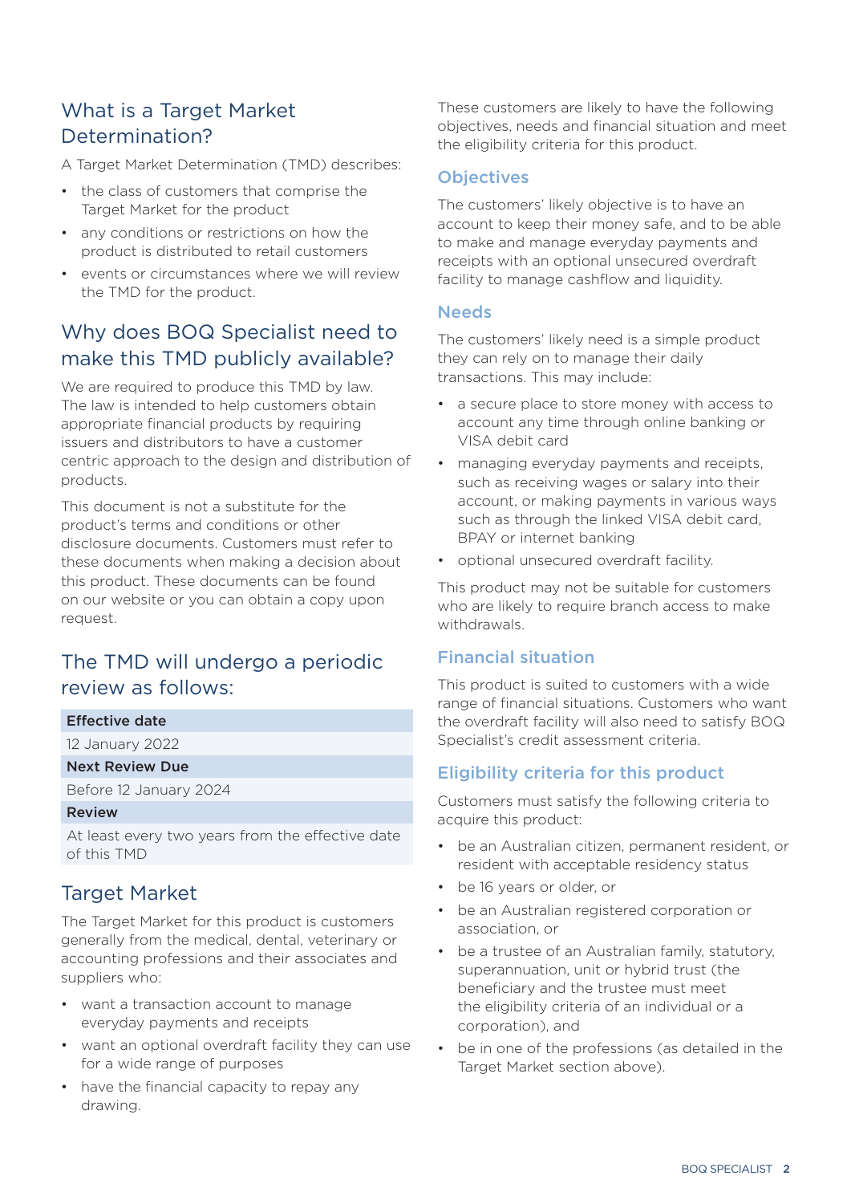## What is a Target Market Determination?

A Target Market Determination (TMD) describes:

- the class of customers that comprise the Target Market for the product
- any conditions or restrictions on how the product is distributed to retail customers
- events or circumstances where we will review the TMD for the product.

## Why does BOQ Specialist need to make this TMD publicly available?

We are required to produce this TMD by law. The law is intended to help customers obtain appropriate financial products by requiring issuers and distributors to have a customer centric approach to the design and distribution of products.

This document is not a substitute for the product's terms and conditions or other disclosure documents. Customers must refer to these documents when making a decision about this product. These documents can be found on our website or you can obtain a copy upon request.

## The TMD will undergo a periodic review as follows:

| **Effective date** |
|---|
| 12 January 2022 |
| **Next Review Due** |
| Before 12 January 2024 |
| **Review** |
| At least every two years from the effective date of this TMD |

## Target Market

The Target Market for this product is customers generally from the medical, dental, veterinary or accounting professions and their associates and suppliers who:

- want a transaction account to manage everyday payments and receipts
- want an optional overdraft facility they can use for a wide range of purposes
- have the financial capacity to repay any drawing.

These customers are likely to have the following objectives, needs and financial situation and meet the eligibility criteria for this product.

### Objectives

The customers' likely objective is to have an account to keep their money safe, and to be able to make and manage everyday payments and receipts with an optional unsecured overdraft facility to manage cashflow and liquidity.

### Needs

The customers' likely need is a simple product they can rely on to manage their daily transactions. This may include:

- a secure place to store money with access to account any time through online banking or VISA debit card
- managing everyday payments and receipts, such as receiving wages or salary into their account, or making payments in various ways such as through the linked VISA debit card, BPAY or internet banking
- optional unsecured overdraft facility.

This product may not be suitable for customers who are likely to require branch access to make withdrawals.

### Financial situation

This product is suited to customers with a wide range of financial situations. Customers who want the overdraft facility will also need to satisfy BOQ Specialist's credit assessment criteria.

### Eligibility criteria for this product

Customers must satisfy the following criteria to acquire this product:

- be an Australian citizen, permanent resident, or resident with acceptable residency status
- be 16 years or older, or
- be an Australian registered corporation or association, or
- be a trustee of an Australian family, statutory, superannuation, unit or hybrid trust (the beneficiary and the trustee must meet the eligibility criteria of an individual or a corporation), and
- be in one of the professions (as detailed in the Target Market section above).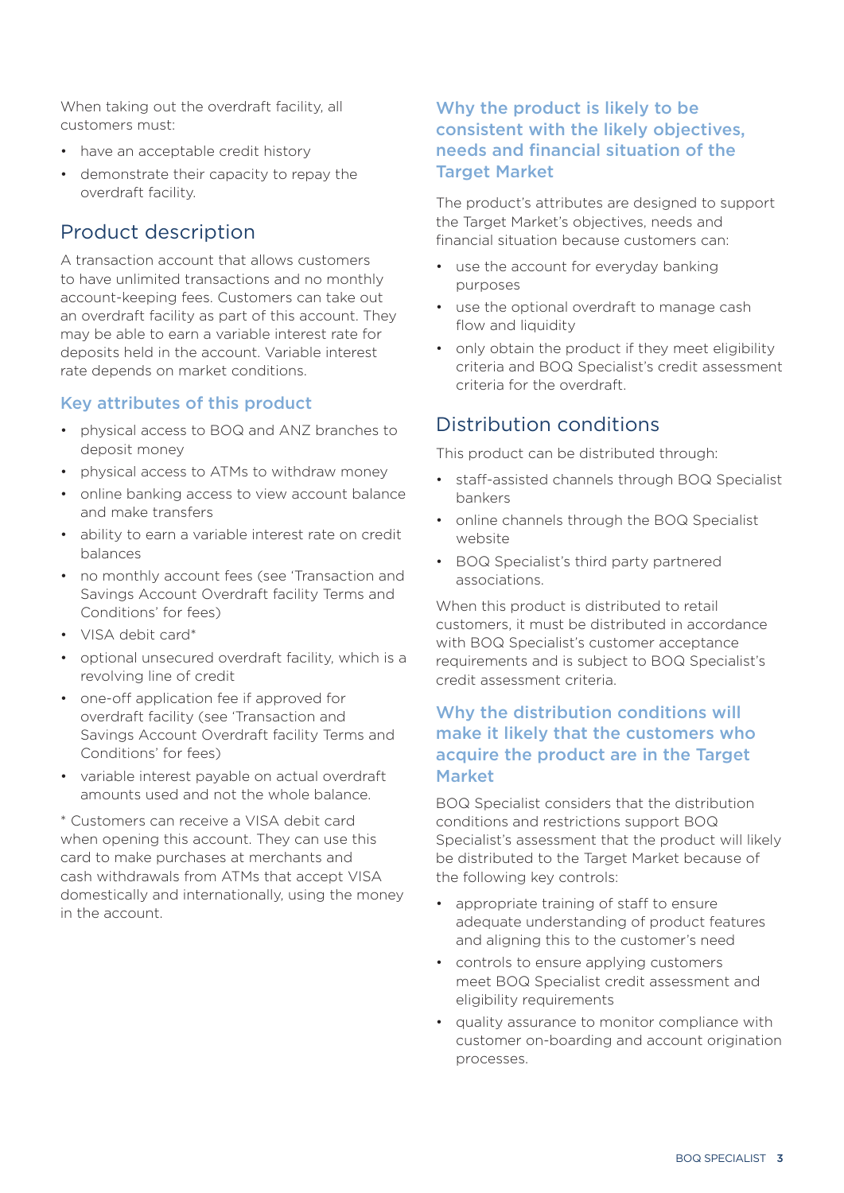When taking out the overdraft facility, all customers must:

- have an acceptable credit history
- demonstrate their capacity to repay the overdraft facility.

## Product description

A transaction account that allows customers to have unlimited transactions and no monthly account-keeping fees. Customers can take out an overdraft facility as part of this account. They may be able to earn a variable interest rate for deposits held in the account. Variable interest rate depends on market conditions.

### Key attributes of this product

- physical access to BOQ and ANZ branches to deposit money
- physical access to ATMs to withdraw money
- online banking access to view account balance and make transfers
- ability to earn a variable interest rate on credit balances
- no monthly account fees (see 'Transaction and Savings Account Overdraft facility Terms and Conditions' for fees)
- VISA debit card*
- optional unsecured overdraft facility, which is a revolving line of credit
- one-off application fee if approved for overdraft facility (see 'Transaction and Savings Account Overdraft facility Terms and Conditions' for fees)
- variable interest payable on actual overdraft amounts used and not the whole balance.

* Customers can receive a VISA debit card when opening this account. They can use this card to make purchases at merchants and cash withdrawals from ATMs that accept VISA domestically and internationally, using the money in the account.

### Why the product is likely to be consistent with the likely objectives, needs and financial situation of the Target Market

The product's attributes are designed to support the Target Market's objectives, needs and financial situation because customers can:

- use the account for everyday banking purposes
- use the optional overdraft to manage cash flow and liquidity
- only obtain the product if they meet eligibility criteria and BOQ Specialist's credit assessment criteria for the overdraft.

## Distribution conditions

This product can be distributed through:

- staff-assisted channels through BOQ Specialist bankers
- online channels through the BOQ Specialist website
- BOQ Specialist's third party partnered associations.

When this product is distributed to retail customers, it must be distributed in accordance with BOQ Specialist's customer acceptance requirements and is subject to BOQ Specialist's credit assessment criteria.

### Why the distribution conditions will make it likely that the customers who acquire the product are in the Target Market

BOQ Specialist considers that the distribution conditions and restrictions support BOQ Specialist's assessment that the product will likely be distributed to the Target Market because of the following key controls:

- appropriate training of staff to ensure adequate understanding of product features and aligning this to the customer's need
- controls to ensure applying customers meet BOQ Specialist credit assessment and eligibility requirements
- quality assurance to monitor compliance with customer on-boarding and account origination processes.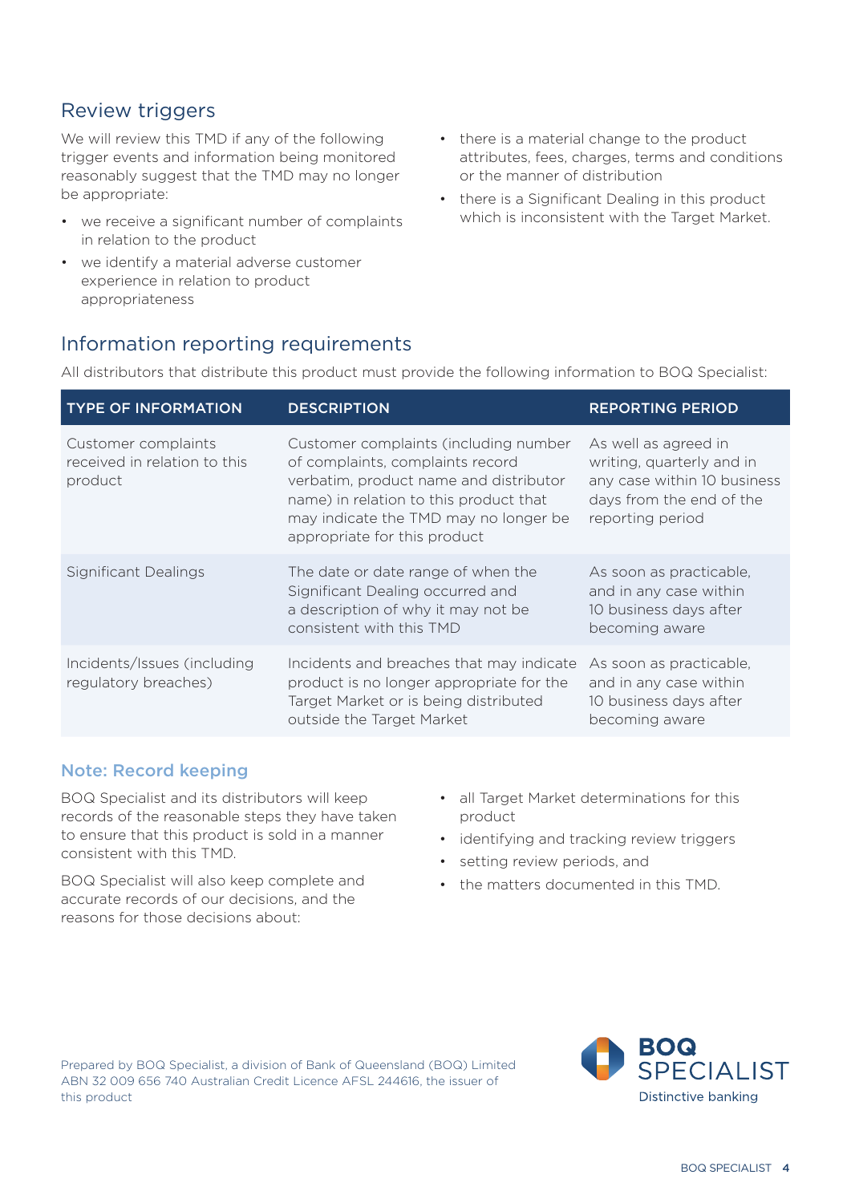## Review triggers

We will review this TMD if any of the following trigger events and information being monitored reasonably suggest that the TMD may no longer be appropriate:

- we receive a significant number of complaints in relation to the product
- we identify a material adverse customer experience in relation to product appropriateness
- there is a material change to the product attributes, fees, charges, terms and conditions or the manner of distribution
- there is a Significant Dealing in this product which is inconsistent with the Target Market.

## Information reporting requirements

All distributors that distribute this product must provide the following information to BOQ Specialist:

| TYPE OF INFORMATION | DESCRIPTION | REPORTING PERIOD |
|---|---|---|
| Customer complaints received in relation to this product | Customer complaints (including number of complaints, complaints record verbatim, product name and distributor name) in relation to this product that may indicate the TMD may no longer be appropriate for this product | As well as agreed in writing, quarterly and in any case within 10 business days from the end of the reporting period |
| Significant Dealings | The date or date range of when the Significant Dealing occurred and a description of why it may not be consistent with this TMD | As soon as practicable, and in any case within 10 business days after becoming aware |
| Incidents/Issues (including regulatory breaches) | Incidents and breaches that may indicate product is no longer appropriate for the Target Market or is being distributed outside the Target Market | As soon as practicable, and in any case within 10 business days after becoming aware |

### Note: Record keeping

BOQ Specialist and its distributors will keep records of the reasonable steps they have taken to ensure that this product is sold in a manner consistent with this TMD.

BOQ Specialist will also keep complete and accurate records of our decisions, and the reasons for those decisions about:

- all Target Market determinations for this product
- identifying and tracking review triggers
- setting review periods, and
- the matters documented in this TMD.

Prepared by BOQ Specialist, a division of Bank of Queensland (BOQ) Limited ABN 32 009 656 740 Australian Credit Licence AFSL 244616, the issuer of this product

BOQ SPECIALIST
Distinctive banking